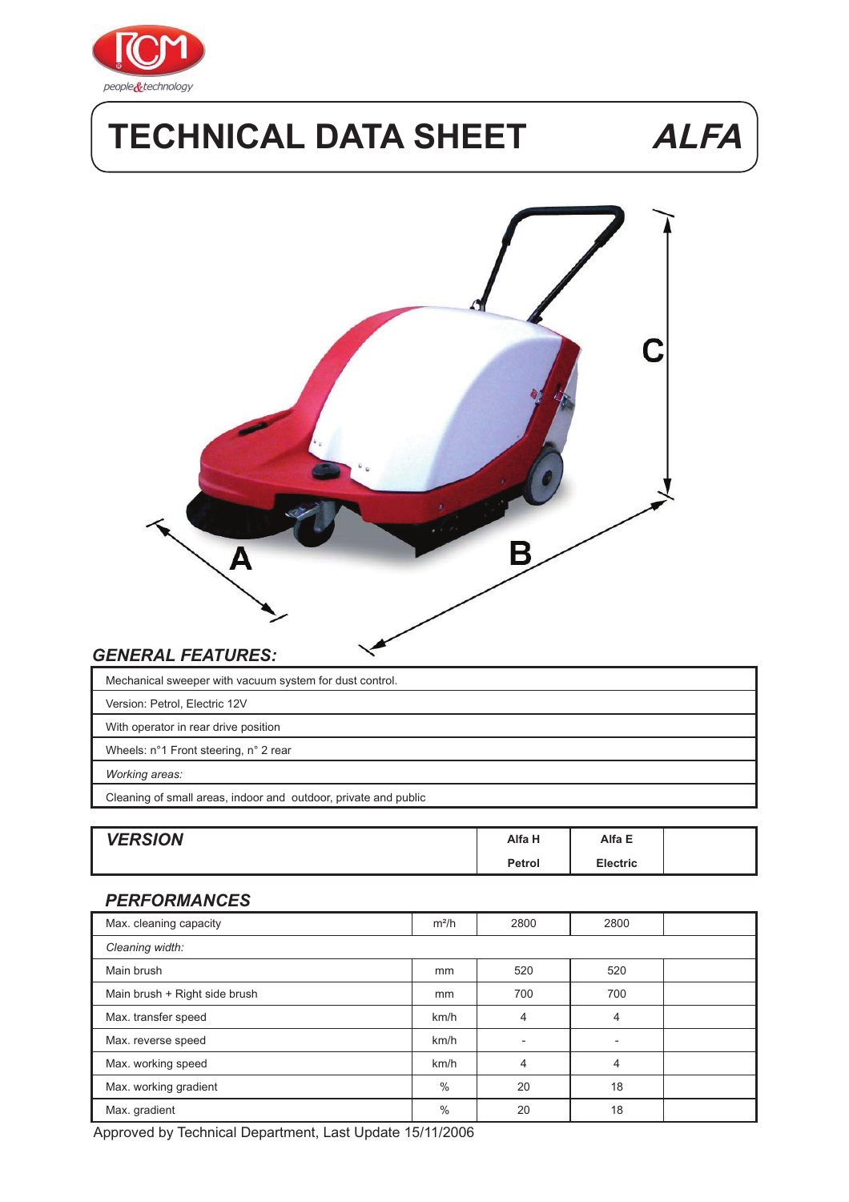# TECHNICAL DATA SHEET — *ALFA*

A

B

C

## *GENERAL FEATURES:*

| |
|---|
| Mechanical sweeper with vacuum system for dust control. |
| Version: Petrol, Electric 12V |
| With operator in rear drive position |
| Wheels: n°1 Front steering, n° 2 rear |
| *Working areas:* |
| Cleaning of small areas, indoor and outdoor, private and public |

| *VERSION* | **Alfa H** | **Alfa E** | |
|---|---|---|---|
| | **Petrol** | **Electric** | |

## *PERFORMANCES*

| | | | | |
|---|---|---|---|---|
| Max. cleaning capacity | m²/h | 2800 | 2800 | |
| *Cleaning width:* | | | | |
| Main brush | mm | 520 | 520 | |
| Main brush + Right side brush | mm | 700 | 700 | |
| Max. transfer speed | km/h | 4 | 4 | |
| Max. reverse speed | km/h | - | - | |
| Max. working speed | km/h | 4 | 4 | |
| Max. working gradient | % | 20 | 18 | |
| Max. gradient | % | 20 | 18 | |

Approved by Technical Department, Last Update 15/11/2006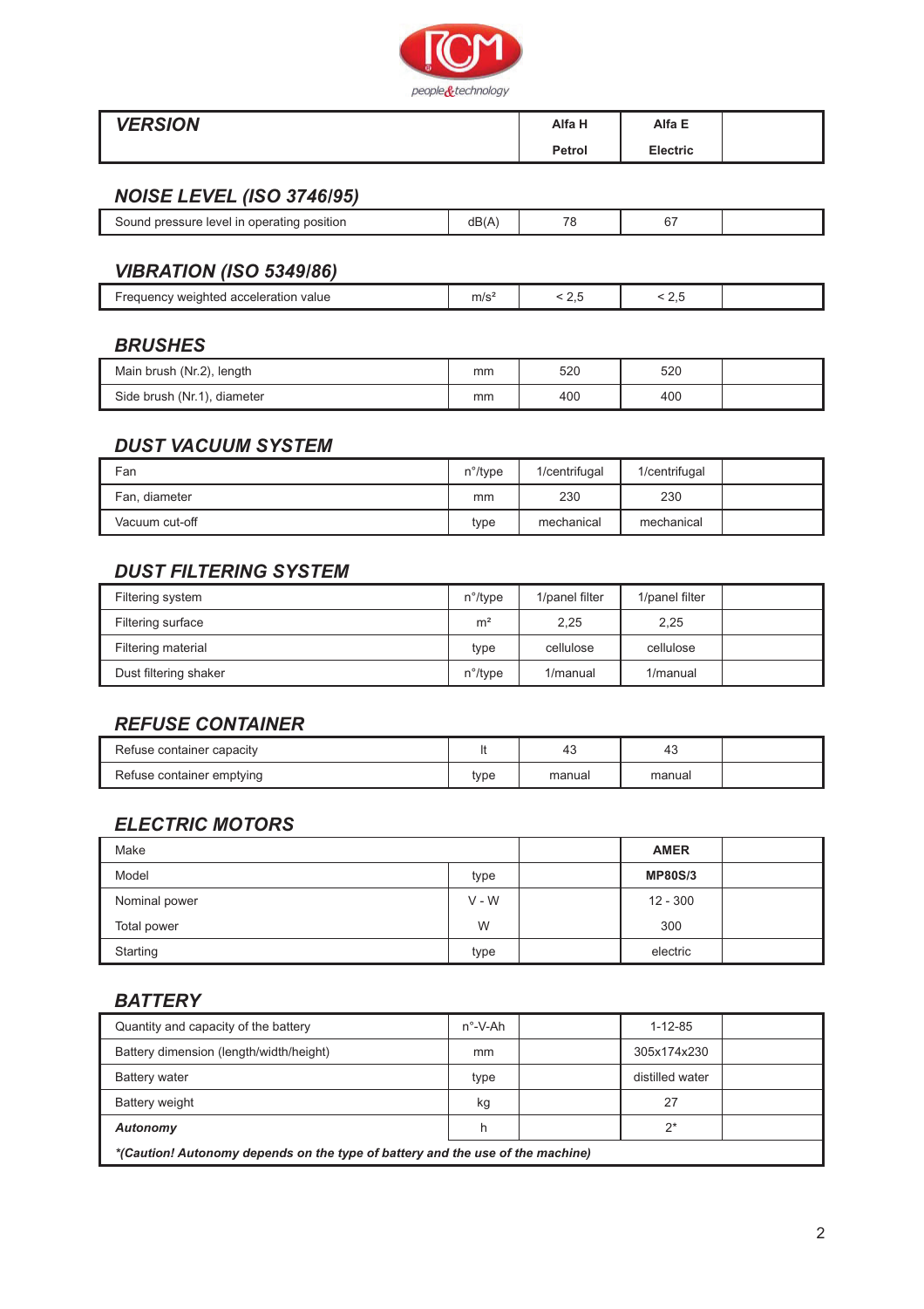RCM people&technology

| VERSION | | Alfa H Petrol | Alfa E Electric | |
|---|---|---|---|---|

## NOISE LEVEL (ISO 3746/95)

| | | | | |
|---|---|---|---|---|
| Sound pressure level in operating position | dB(A) | 78 | 67 | |

## VIBRATION (ISO 5349/86)

| | | | | |
|---|---|---|---|---|
| Frequency weighted acceleration value | m/s² | < 2,5 | < 2,5 | |

## BRUSHES

| | | | | |
|---|---|---|---|---|
| Main brush (Nr.2), length | mm | 520 | 520 | |
| Side brush (Nr.1), diameter | mm | 400 | 400 | |

## DUST VACUUM SYSTEM

| | | | | |
|---|---|---|---|---|
| Fan | n°/type | 1/centrifugal | 1/centrifugal | |
| Fan, diameter | mm | 230 | 230 | |
| Vacuum cut-off | type | mechanical | mechanical | |

## DUST FILTERING SYSTEM

| | | | | |
|---|---|---|---|---|
| Filtering system | n°/type | 1/panel filter | 1/panel filter | |
| Filtering surface | m² | 2,25 | 2,25 | |
| Filtering material | type | cellulose | cellulose | |
| Dust filtering shaker | n°/type | 1/manual | 1/manual | |

## REFUSE CONTAINER

| | | | | |
|---|---|---|---|---|
| Refuse container capacity | lt | 43 | 43 | |
| Refuse container emptying | type | manual | manual | |

## ELECTRIC MOTORS

| | | | | |
|---|---|---|---|---|
| Make | | | **AMER** | |
| Model | type | | **MP80S/3** | |
| Nominal power | V - W | | 12 - 300 | |
| Total power | W | | 300 | |
| Starting | type | | electric | |

## BATTERY

| | | | | |
|---|---|---|---|---|
| Quantity and capacity of the battery | n°-V-Ah | | 1-12-85 | |
| Battery dimension (length/width/height) | mm | | 305x174x230 | |
| Battery water | type | | distilled water | |
| Battery weight | kg | | 27 | |
| ***Autonomy*** | h | | 2* | |

****(Caution! Autonomy depends on the type of battery and the use of the machine)***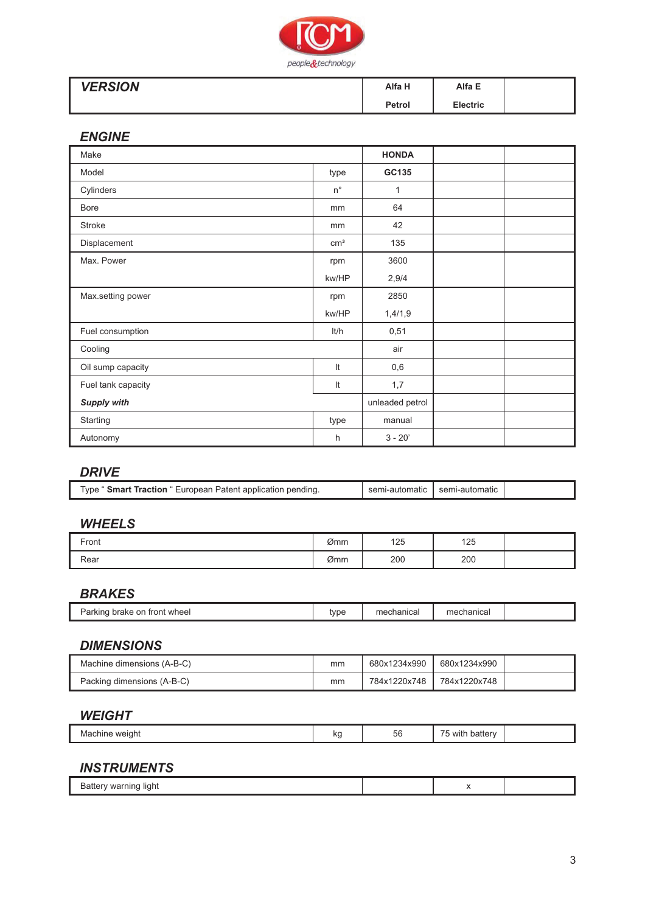| VERSION | | Alfa H Petrol | Alfa E Electric | |
|---|---|---|---|---|

## ENGINE

| | | | | |
|---|---|---|---|---|
| Make | | **HONDA** | | |
| Model | type | **GC135** | | |
| Cylinders | n° | 1 | | |
| Bore | mm | 64 | | |
| Stroke | mm | 42 | | |
| Displacement | cm³ | 135 | | |
| Max. Power | rpm | 3600 | | |
| | kw/HP | 2,9/4 | | |
| Max.setting power | rpm | 2850 | | |
| | kw/HP | 1,4/1,9 | | |
| Fuel consumption | lt/h | 0,51 | | |
| Cooling | | air | | |
| Oil sump capacity | lt | 0,6 | | |
| Fuel tank capacity | lt | 1,7 | | |
| ***Supply with*** | | unleaded petrol | | |
| Starting | type | manual | | |
| Autonomy | h | 3 - 20' | | |

## DRIVE

| | | | |
|---|---|---|---|
| Type " **Smart Traction** " European Patent application pending. | semi-automatic | semi-automatic | |

## WHEELS

| | | | | |
|---|---|---|---|---|
| Front | Ømm | 125 | 125 | |
| Rear | Ømm | 200 | 200 | |

## BRAKES

| | | | | |
|---|---|---|---|---|
| Parking brake on front wheel | type | mechanical | mechanical | |

## DIMENSIONS

| | | | | |
|---|---|---|---|---|
| Machine dimensions (A-B-C) | mm | 680x1234x990 | 680x1234x990 | |
| Packing dimensions (A-B-C) | mm | 784x1220x748 | 784x1220x748 | |

## WEIGHT

| | | | | |
|---|---|---|---|---|
| Machine weight | kg | 56 | 75 with battery | |

## INSTRUMENTS

| | | | |
|---|---|---|---|
| Battery warning light | | x | |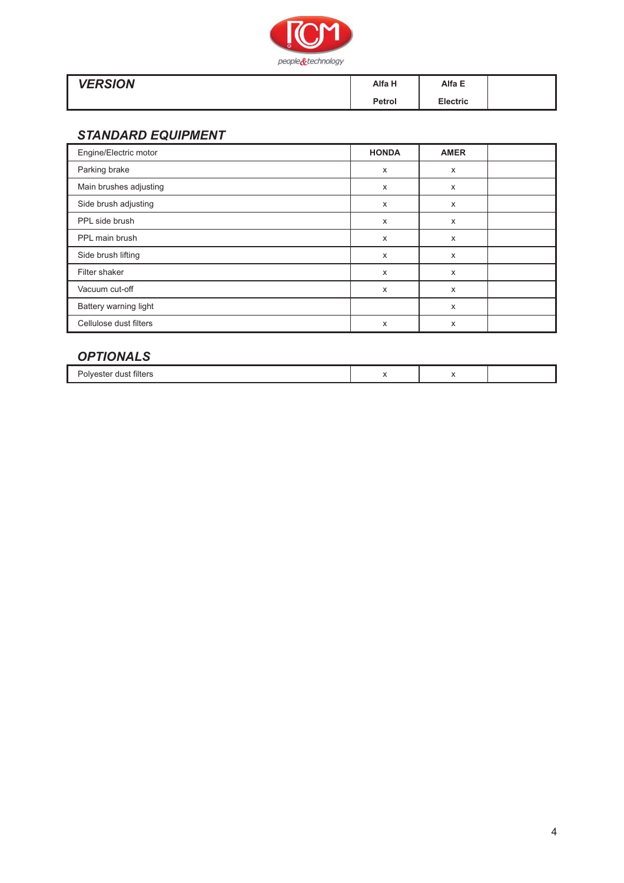RCM
people & technology

| VERSION | Alfa H Petrol | Alfa E Electric | |
|---|---|---|---|

## STANDARD EQUIPMENT

| Engine/Electric motor | HONDA | AMER | |
|---|---|---|---|
| Parking brake | x | x | |
| Main brushes adjusting | x | x | |
| Side brush adjusting | x | x | |
| PPL side brush | x | x | |
| PPL main brush | x | x | |
| Side brush lifting | x | x | |
| Filter shaker | x | x | |
| Vacuum cut-off | x | x | |
| Battery warning light | | x | |
| Cellulose dust filters | x | x | |

## OPTIONALS

| | | | |
|---|---|---|---|
| Polyester dust filters | x | x | |